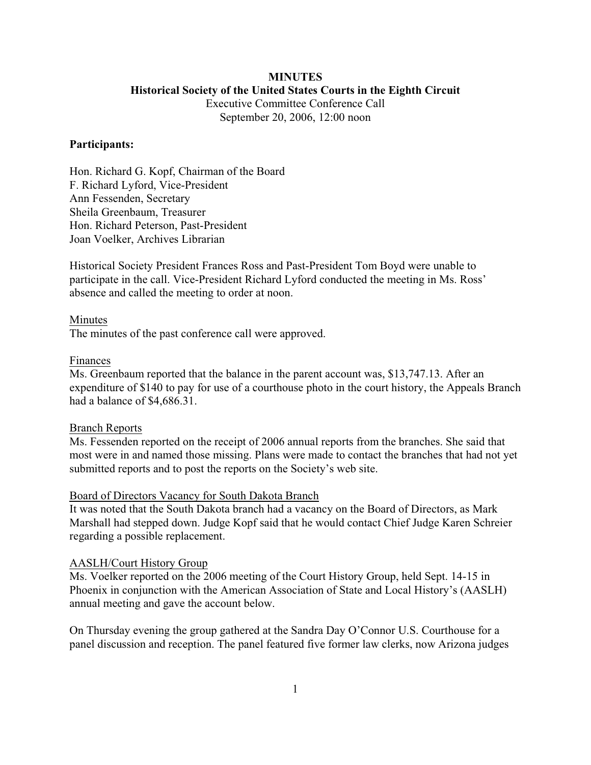**MINUTES**
**Historical Society of the United States Courts in the Eighth Circuit**
Executive Committee Conference Call
September 20, 2006, 12:00 noon

**Participants:**

Hon. Richard G. Kopf, Chairman of the Board
F. Richard Lyford, Vice-President
Ann Fessenden, Secretary
Sheila Greenbaum, Treasurer
Hon. Richard Peterson, Past-President
Joan Voelker, Archives Librarian

Historical Society President Frances Ross and Past-President Tom Boyd were unable to participate in the call. Vice-President Richard Lyford conducted the meeting in Ms. Ross' absence and called the meeting to order at noon.

Minutes
The minutes of the past conference call were approved.

Finances
Ms. Greenbaum reported that the balance in the parent account was, $13,747.13. After an expenditure of $140 to pay for use of a courthouse photo in the court history, the Appeals Branch had a balance of $4,686.31.

Branch Reports
Ms. Fessenden reported on the receipt of 2006 annual reports from the branches. She said that most were in and named those missing. Plans were made to contact the branches that had not yet submitted reports and to post the reports on the Society's web site.

Board of Directors Vacancy for South Dakota Branch
It was noted that the South Dakota branch had a vacancy on the Board of Directors, as Mark Marshall had stepped down. Judge Kopf said that he would contact Chief Judge Karen Schreier regarding a possible replacement.

AASLH/Court History Group
Ms. Voelker reported on the 2006 meeting of the Court History Group, held Sept. 14-15 in Phoenix in conjunction with the American Association of State and Local History's (AASLH) annual meeting and gave the account below.

On Thursday evening the group gathered at the Sandra Day O'Connor U.S. Courthouse for a panel discussion and reception. The panel featured five former law clerks, now Arizona judges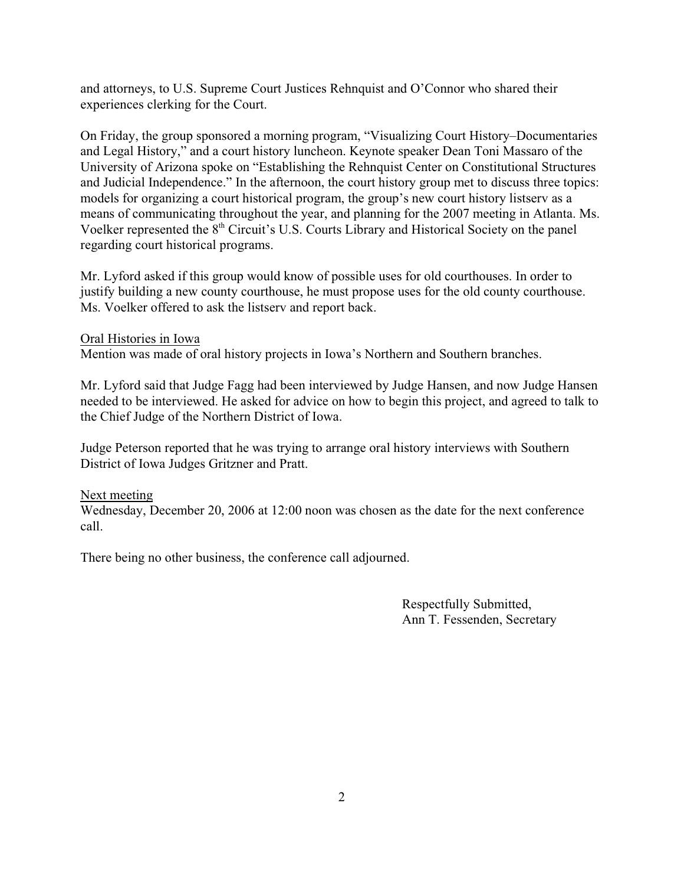and attorneys, to U.S. Supreme Court Justices Rehnquist and O'Connor who shared their experiences clerking for the Court.

On Friday, the group sponsored a morning program, "Visualizing Court History–Documentaries and Legal History," and a court history luncheon. Keynote speaker Dean Toni Massaro of the University of Arizona spoke on "Establishing the Rehnquist Center on Constitutional Structures and Judicial Independence." In the afternoon, the court history group met to discuss three topics: models for organizing a court historical program, the group's new court history listserv as a means of communicating throughout the year, and planning for the 2007 meeting in Atlanta. Ms. Voelker represented the 8th Circuit's U.S. Courts Library and Historical Society on the panel regarding court historical programs.

Mr. Lyford asked if this group would know of possible uses for old courthouses. In order to justify building a new county courthouse, he must propose uses for the old county courthouse. Ms. Voelker offered to ask the listserv and report back.

<u>Oral Histories in Iowa</u>

Mention was made of oral history projects in Iowa's Northern and Southern branches.

Mr. Lyford said that Judge Fagg had been interviewed by Judge Hansen, and now Judge Hansen needed to be interviewed. He asked for advice on how to begin this project, and agreed to talk to the Chief Judge of the Northern District of Iowa.

Judge Peterson reported that he was trying to arrange oral history interviews with Southern District of Iowa Judges Gritzner and Pratt.

<u>Next meeting</u>

Wednesday, December 20, 2006 at 12:00 noon was chosen as the date for the next conference call.

There being no other business, the conference call adjourned.

Respectfully Submitted,
Ann T. Fessenden, Secretary